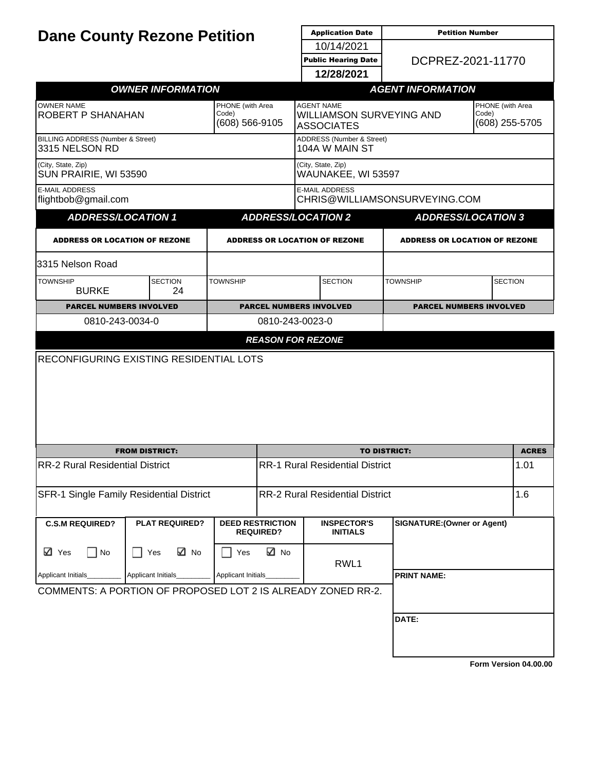# Dane County Rezone Petition

| Application Date | Petition Number |
|---|---|
| 10/14/2021 | DCPREZ-2021-11770 |
| **Public Hearing Date** | |
| **12/28/2021** | |

| OWNER INFORMATION | | AGENT INFORMATION | |
|---|---|---|---|
| OWNER NAME<br>ROBERT P SHANAHAN | PHONE (with Area Code)<br>(608) 566-9105 | AGENT NAME<br>WILLIAMSON SURVEYING AND ASSOCIATES | PHONE (with Area Code)<br>(608) 255-5705 |
| BILLING ADDRESS (Number & Street)<br>3315 NELSON RD | | ADDRESS (Number & Street)<br>104A W MAIN ST | |
| (City, State, Zip)<br>SUN PRAIRIE, WI 53590 | | (City, State, Zip)<br>WAUNAKEE, WI 53597 | |
| E-MAIL ADDRESS<br>flightbob@gmail.com | | E-MAIL ADDRESS<br>CHRIS@WILLIAMSONSURVEYING.COM | |

| ADDRESS/LOCATION 1 | | ADDRESS/LOCATION 2 | | ADDRESS/LOCATION 3 | |
|---|---|---|---|---|---|
| **ADDRESS OR LOCATION OF REZONE** | | **ADDRESS OR LOCATION OF REZONE** | | **ADDRESS OR LOCATION OF REZONE** | |
| 3315 Nelson Road | | | | | |
| TOWNSHIP<br>BURKE | SECTION<br>24 | TOWNSHIP | SECTION | TOWNSHIP | SECTION |
| **PARCEL NUMBERS INVOLVED** | | **PARCEL NUMBERS INVOLVED** | | **PARCEL NUMBERS INVOLVED** | |
| 0810-243-0034-0 | | 0810-243-0023-0 | | | |

## REASON FOR REZONE

RECONFIGURING EXISTING RESIDENTIAL LOTS

| FROM DISTRICT: | TO DISTRICT: | ACRES |
|---|---|---|
| RR-2 Rural Residential District | RR-1 Rural Residential District | 1.01 |
| SFR-1 Single Family Residential District | RR-2 Rural Residential District | 1.6 |

| C.S.M REQUIRED? | PLAT REQUIRED? | DEED RESTRICTION REQUIRED? | INSPECTOR'S INITIALS | SIGNATURE:(Owner or Agent) |
|---|---|---|---|---|
| ☑ Yes ☐ No | ☐ Yes ☑ No | ☐ Yes ☑ No | RWL1 | |
| Applicant Initials_________ | Applicant Initials_________ | Applicant Initials_________ | | PRINT NAME: |
| | | | | DATE: |

COMMENTS: A PORTION OF PROPOSED LOT 2 IS ALREADY ZONED RR-2.

Form Version 04.00.00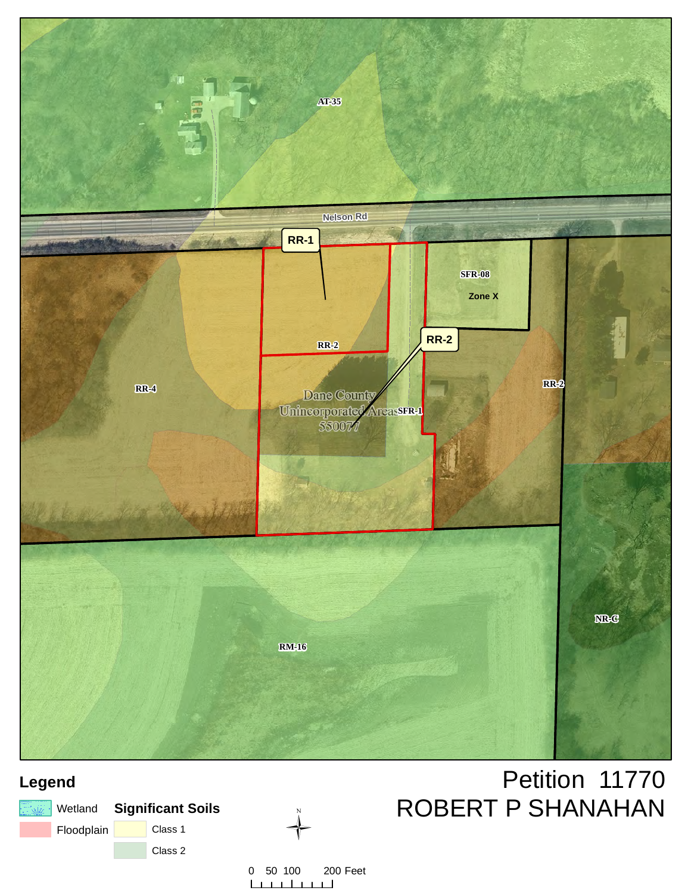AT-35

Nelson Rd

RR-1

SFR-08

Zone X

RR-2

RR-2

RR-4

Dane County Unincorporated Areas 550077

SFR-1

RR-2

NR-C

RM-16

## Legend

Wetland

Floodplain

**Significant Soils**

Class 1

Class 2

N

0 50 100 200 Feet

# Petition 11770
# ROBERT P SHANAHAN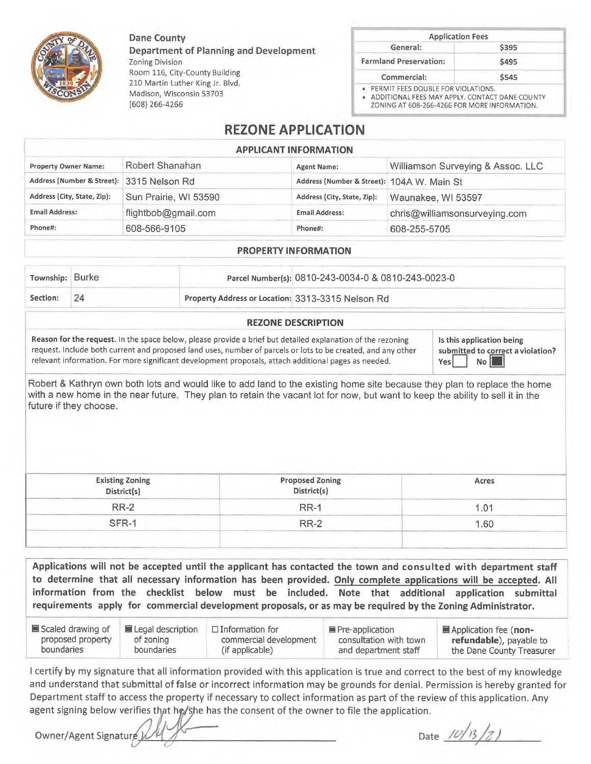**Dane County**
**Department of Planning and Development**
Zoning Division
Room 116, City-County Building
210 Martin Luther King Jr. Blvd.
Madison, Wisconsin 53703
(608) 266-4266

| Application Fees | |
|---|---|
| General: | $395 |
| Farmland Preservation: | $495 |
| Commercial: | $545 |

- PERMIT FEES DOUBLE FOR VIOLATIONS.
- ADDITIONAL FEES MAY APPLY. CONTACT DANE COUNTY ZONING AT 608-266-4266 FOR MORE INFORMATION.

# REZONE APPLICATION

## APPLICANT INFORMATION

| | | | |
|---|---|---|---|
| **Property Owner Name:** | Robert Shanahan | **Agent Name:** | Williamson Surveying & Assoc. LLC |
| **Address (Number & Street):** | 3315 Nelson Rd | **Address (Number & Street):** | 104A W. Main St |
| **Address (City, State, Zip):** | Sun Prairie, WI 53590 | **Address (City, State, Zip):** | Waunakee, WI 53597 |
| **Email Address:** | flightbob@gmail.com | **Email Address:** | chris@williamsonsurveying.com |
| **Phone#:** | 608-566-9105 | **Phone#:** | 608-255-5705 |

## PROPERTY INFORMATION

| | | | |
|---|---|---|---|
| **Township:** | Burke | **Parcel Number(s):** | 0810-243-0034-0 & 0810-243-0023-0 |
| **Section:** | 24 | **Property Address or Location:** | 3313-3315 Nelson Rd |

## REZONE DESCRIPTION

**Reason for the request.** In the space below, please provide a brief but detailed explanation of the rezoning request. Include both current and proposed land uses, number of parcels or lots to be created, and any other relevant information. For more significant development proposals, attach additional pages as needed.

**Is this application being submitted to correct a violation?** Yes ☐ No ■

Robert & Kathryn own both lots and would like to add land to the existing home site because they plan to replace the home with a new home in the near future. They plan to retain the vacant lot for now, but want to keep the ability to sell it in the future if they choose.

| Existing Zoning District(s) | Proposed Zoning District(s) | Acres |
|---|---|---|
| RR-2 | RR-1 | 1.01 |
| SFR-1 | RR-2 | 1.60 |
| | | |

**Applications will not be accepted until the applicant has contacted the town and consulted with department staff to determine that all necessary information has been provided. Only complete applications will be accepted. All information from the checklist below must be included. Note that additional application submittal requirements apply for commercial development proposals, or as may be required by the Zoning Administrator.**

- ■ Scaled drawing of proposed property boundaries
- ■ Legal description of zoning boundaries
- ☐ Information for commercial development (if applicable)
- ■ Pre-application consultation with town and department staff
- ■ Application fee (**non-refundable**), payable to the Dane County Treasurer

I certify by my signature that all information provided with this application is true and correct to the best of my knowledge and understand that submittal of false or incorrect information may be grounds for denial. Permission is hereby granted for Department staff to access the property if necessary to collect information as part of the review of this application. Any agent signing below verifies that he/she has the consent of the owner to file the application.

Owner/Agent Signature [signature] Date 10/13/21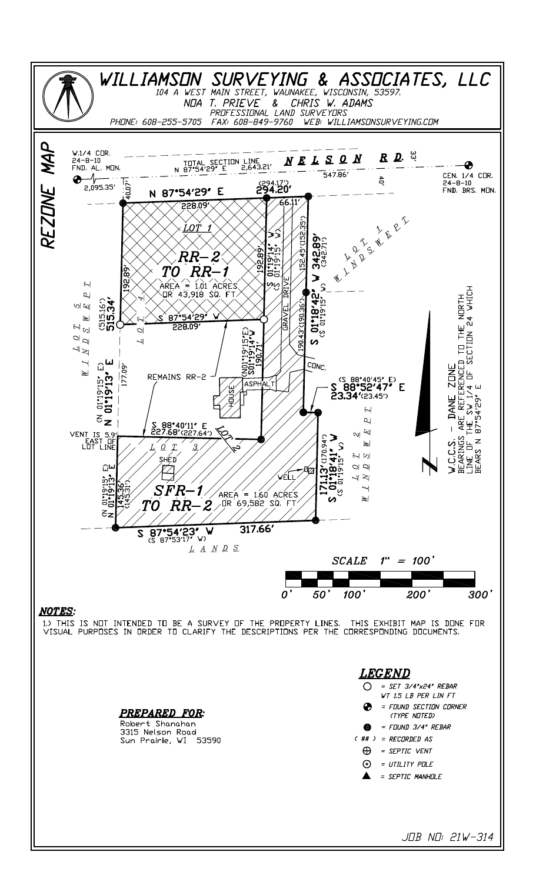# WILLIAMSON SURVEYING & ASSOCIATES, LLC

104 A WEST MAIN STREET, WAUNAKEE, WISCONSIN, 53597.
NOA T. PRIEVE & CHRIS W. ADAMS
PROFESSIONAL LAND SURVEYORS
PHONE: 608-255-5705 FAX: 608-849-9760 WEB: WILLIAMSONSURVEYING.COM

## REZONE MAP

W.1/4 COR.
24-8-10
FND. AL. MON.

TOTAL SECTION LINE
N 87°54'29" E 2,643.21'

NELSON RD.

33'

547.86'

40'

CEN. 1/4 COR.
24-8-10
FND. BRS. MON.

2,095.35'

40.07'

N 87°54'29" E

(294.17')
294.20'

66.11'

228.09'

LOT 1

RR-2
TO RR-1

AREA = 1.01 ACRES
OR 43,918 SQ. FT.

192.89'

192.89'
S 01°19'14" W
(S 01°19'15" W)

152.45'(152.35')

342.89'
S 01°18'42" W
(342.71')
(S 01°19'15" W)

LOT 1 WINDSWEPT

LOT 5 WINDSWEPT

(515.16')
515.34'

LOT 4

S 87°54'29" W
228.09'

GRAVEL DRIVE

190.43'(190.36')

(N01°19'15"E)
S01°19'14"W
190.71'

CONC.

(N 01°19'15" E)
N 01°19'13" E

177.09'

REMAINS RR-2

HOUSE

ASPHALT

(S 88°40'45" E)
S 88°52'47" E
23.34'(23.45')

S 88°40'11" E
227.68'(227.64')

LOT 2

VENT IS 5.9'
EAST OF
LOT LINE

LOT 3

SHED

LOT 2 WINDSWEPT

WELL

(170.94')
171.13'
S 01°18'41" W
(S 01°19'15" W)

(N 01°19'15" E)
145.36'
(145.31')
N E

SFR-1
TO RR-2

AREA = 1.60 ACRES
OR 69,582 SQ. FT.

S 87°54'23" W
(S 87°53'17" W)

317.66'

LANDS

SCALE 1" = 100'

0' 50' 100' 200' 300'

W.C.C.S. - DANE ZONE
BEARINGS ARE REFERENCED TO THE NORTH LINE OF THE SW 1/4 OF SECTION 24 WHICH BEARS N 87°54'29" E

### NOTES:

1.) THIS IS NOT INTENDED TO BE A SURVEY OF THE PROPERTY LINES. THIS EXHIBIT MAP IS DONE FOR VISUAL PURPOSES IN ORDER TO CLARIFY THE DESCRIPTIONS PER THE CORRESPONDING DOCUMENTS.

### PREPARED FOR:

Robert Shanahan
3315 Nelson Road
Sun Prairie, WI 53590

### LEGEND

- ○ = SET 3/4"x24" REBAR WT 1.5 LB PER LIN FT
- = FOUND SECTION CORNER (TYPE NOTED)
- ● = FOUND 3/4" REBAR
- ( ## ) = RECORDED AS
- ⊕ = SEPTIC VENT
- ⊙ = UTILITY POLE
- ▲ = SEPTIC MANHOLE

JOB NO: 21W-314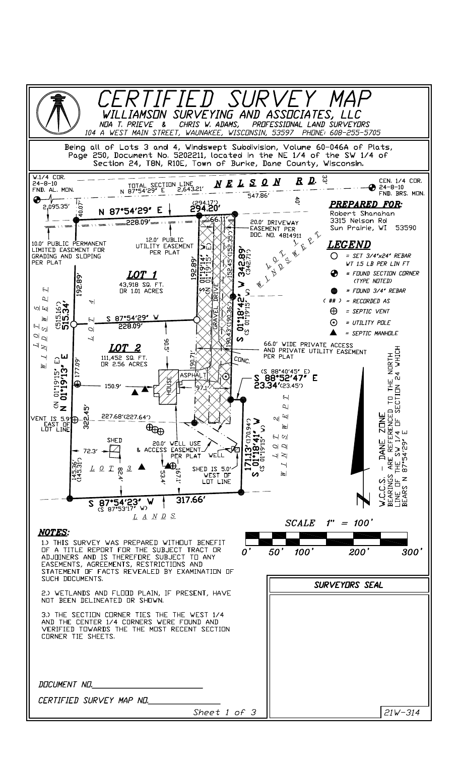# CERTIFIED SURVEY MAP

## WILLIAMSON SURVEYING AND ASSOCIATES, LLC

NOA T. PRIEVE & CHRIS W. ADAMS, PROFESSIONAL LAND SURVEYORS

104 A WEST MAIN STREET, WAUNAKEE, WISCONSIN, 53597 PHONE: 608-255-5705

Being all of Lots 3 and 4, Windswept Subdivision, Volume 60-046A of Plats, Page 250, Document No. 5202211, located in the NE 1/4 of the SW 1/4 of Section 24, T8N, R10E, Town of Burke, Dane County, Wisconsin.

W.1/4 COR. 24-8-10 FND. AL. MON.

TOTAL SECTION LINE N 87°54'29" E 2,643.21'

NELSON RD.

CEN. 1/4 COR. 24-8-10 FND. BRS. MON.

2,095.35' 40.07' 547.86' 33' 40'

N 87°54'29" E (294.17') 294.20'

228.09' 66.11'

20.0' DRIVEWAY EASEMENT PER DOC. NO. 4814911

10.0' PUBLIC PERMANENT LIMITED EASEMENT FOR GRADING AND SLOPING PER PLAT

12.0' PUBLIC UTILITY EASEMENT PER PLAT

LOT 1 — 43,918 SQ. FT. OR 1.01 ACRES

192.89' N 01°19'14" W (N 01°19'15" E) 152.45'(152.35') 342.89' (342.71') S 01°18'42" W (S 01°19'15" W)

LOT 1 WINDSWEPT

S 87°54'29" W 228.09'

LOT 4 WINDSWEPT

(515.16') 515.34' (N 01°19'15" E) N 01°19'13" E

GRAVEL DRIVE 190.43'(190.36') 90.5'

LOT 2 — 111,452 SQ. FT. OR 2.56 ACRES

66.0' WIDE PRIVATE ACCESS AND PRIVATE UTILITY EASEMENT PER PLAT

190.71' CONC. ASPHALT HOUSE 97.1'

177.09' 150.9'

(S 88°40'45" E) S 88°52'47" E 23.34'(23.45')

322.45' 227.68'(227.64')

VENT IS 5.9' EAST OF LOT LINE

SHED 72.3'

20.0' WELL USE & ACCESS EASEMENT PER PLAT WELL

171.13'(170.94') S 01°18'41" W (S 01°19'15" W)

LOT 2 WINDSWEPT

145.36' (145.31') LOT 3 82.4' 53.4' 167.1'

SHED IS 5.0' WEST OF LOT LINE

S 87°54'23" W (S 87°53'17" W) 317.66'

LANDS

### PREPARED FOR:

Robert Shanahan
3315 Nelson Rd
Sun Prairie, WI 53590

### LEGEND

- ○ = SET 3/4"x24" REBAR WT 1.5 LB PER LIN FT
- = FOUND SECTION CORNER (TYPE NOTED)
- ● = FOUND 3/4" REBAR
- ( ## ) = RECORDED AS
- ⊕ = SEPTIC VENT
- ⊙ = UTILITY POLE
- ▲ = SEPTIC MANHOLE

W.C.C.S. - DANE ZONE
BEARINGS ARE REFERENCED TO THE NORTH LINE OF THE SW 1/4 OF SECTION 24 WHICH BEARS N 87°54'29" E

SCALE 1" = 100'

0' 50' 100' 200' 300'

### NOTES:

1.) THIS SURVEY WAS PREPARED WITHOUT BENEFIT OF A TITLE REPORT FOR THE SUBJECT TRACT OR ADJOINERS AND IS THEREFORE SUBJECT TO ANY EASEMENTS, AGREEMENTS, RESTRICTIONS AND STATEMENT OF FACTS REVEALED BY EXAMINATION OF SUCH DOCUMENTS.

2.) WETLANDS AND FLOOD PLAIN, IF PRESENT, HAVE NOT BEEN DELINEATED OR SHOWN.

3.) THE SECTION CORNER TIES THE THE WEST 1/4 AND THE CENTER 1/4 CORNERS WERE FOUND AND VERIFIED TOWARDS THE THE MOST RECENT SECTION CORNER TIE SHEETS.

SURVEYORS SEAL

DOCUMENT NO.________________

CERTIFIED SURVEY MAP NO.____________

Sheet 1 of 3

21W-314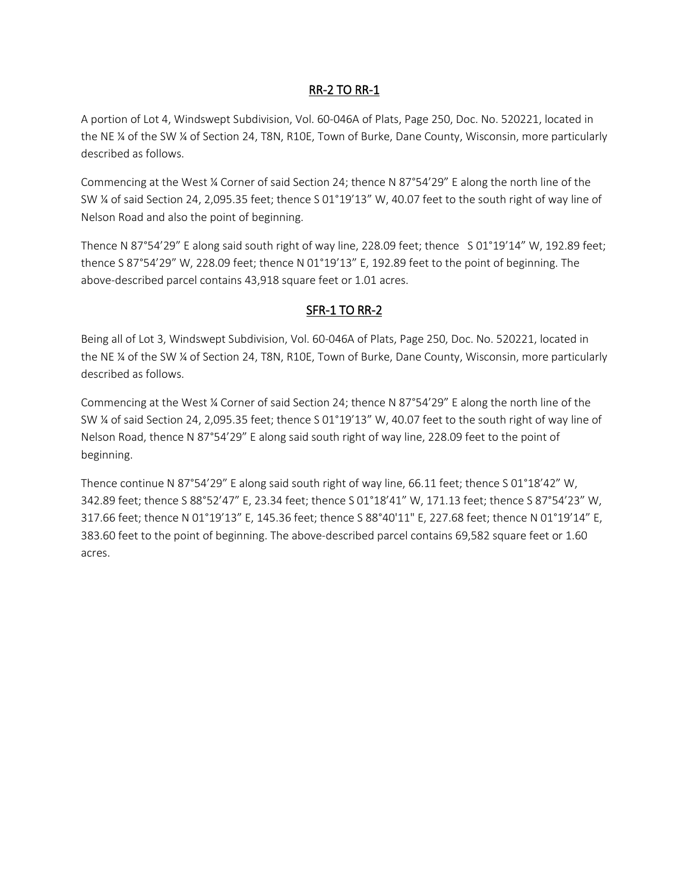## RR-2 TO RR-1

A portion of Lot 4, Windswept Subdivision, Vol. 60-046A of Plats, Page 250, Doc. No. 520221, located in the NE ¼ of the SW ¼ of Section 24, T8N, R10E, Town of Burke, Dane County, Wisconsin, more particularly described as follows.

Commencing at the West ¼ Corner of said Section 24; thence N 87°54'29" E along the north line of the SW ¼ of said Section 24, 2,095.35 feet; thence S 01°19'13" W, 40.07 feet to the south right of way line of Nelson Road and also the point of beginning.

Thence N 87°54'29" E along said south right of way line, 228.09 feet; thence S 01°19'14" W, 192.89 feet; thence S 87°54'29" W, 228.09 feet; thence N 01°19'13" E, 192.89 feet to the point of beginning. The above-described parcel contains 43,918 square feet or 1.01 acres.

## SFR-1 TO RR-2

Being all of Lot 3, Windswept Subdivision, Vol. 60-046A of Plats, Page 250, Doc. No. 520221, located in the NE ¼ of the SW ¼ of Section 24, T8N, R10E, Town of Burke, Dane County, Wisconsin, more particularly described as follows.

Commencing at the West ¼ Corner of said Section 24; thence N 87°54'29" E along the north line of the SW ¼ of said Section 24, 2,095.35 feet; thence S 01°19'13" W, 40.07 feet to the south right of way line of Nelson Road, thence N 87°54'29" E along said south right of way line, 228.09 feet to the point of beginning.

Thence continue N 87°54'29" E along said south right of way line, 66.11 feet; thence S 01°18'42" W, 342.89 feet; thence S 88°52'47" E, 23.34 feet; thence S 01°18'41" W, 171.13 feet; thence S 87°54'23" W, 317.66 feet; thence N 01°19'13" E, 145.36 feet; thence S 88°40'11" E, 227.68 feet; thence N 01°19'14" E, 383.60 feet to the point of beginning. The above-described parcel contains 69,582 square feet or 1.60 acres.